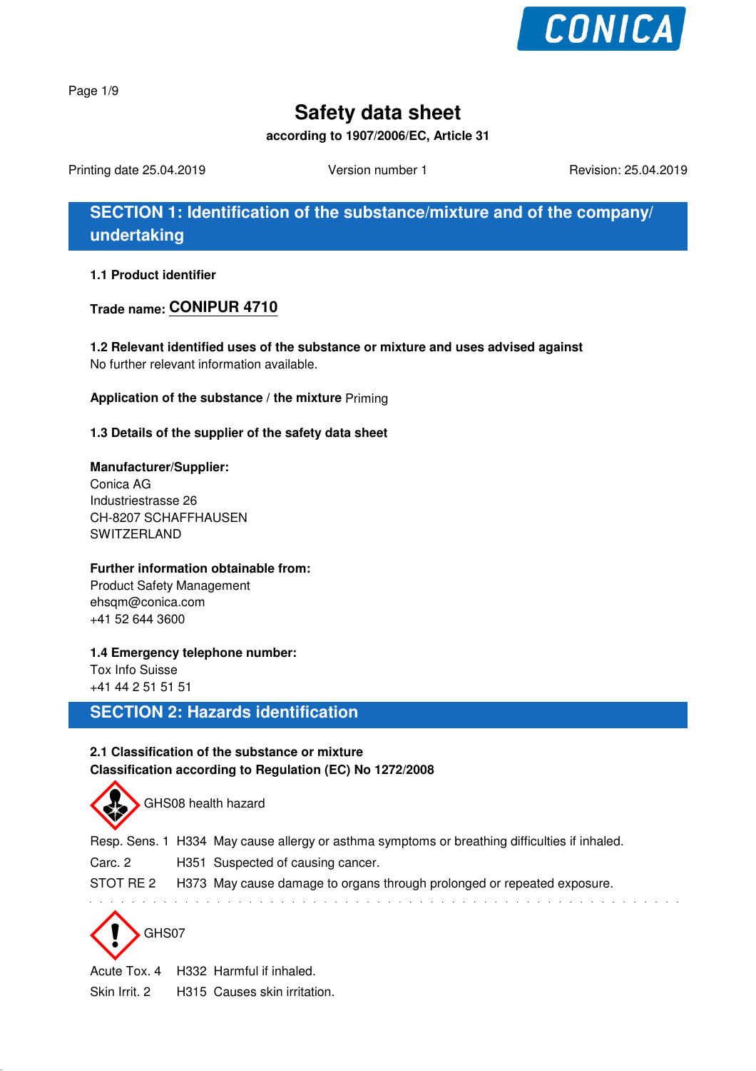# Safety data sheet

**according to 1907/2006/EC, Article 31**

Printing date 25.04.2019 | Version number 1 | Revision: 25.04.2019

## SECTION 1: Identification of the substance/mixture and of the company/ undertaking

**1.1 Product identifier**

**Trade name: CONIPUR 4710**

**1.2 Relevant identified uses of the substance or mixture and uses advised against**
No further relevant information available.

**Application of the substance / the mixture** Priming

**1.3 Details of the supplier of the safety data sheet**

**Manufacturer/Supplier:**
Conica AG
Industriestrasse 26
CH-8207 SCHAFFHAUSEN
SWITZERLAND

**Further information obtainable from:**
Product Safety Management
ehsqm@conica.com
+41 52 644 3600

**1.4 Emergency telephone number:**
Tox Info Suisse
+41 44 2 51 51 51

## SECTION 2: Hazards identification

**2.1 Classification of the substance or mixture**
**Classification according to Regulation (EC) No 1272/2008**

GHS08 health hazard

Resp. Sens. 1 H334 May cause allergy or asthma symptoms or breathing difficulties if inhaled.
Carc. 2 H351 Suspected of causing cancer.
STOT RE 2 H373 May cause damage to organs through prolonged or repeated exposure.

GHS07

Acute Tox. 4 H332 Harmful if inhaled.
Skin Irrit. 2 H315 Causes skin irritation.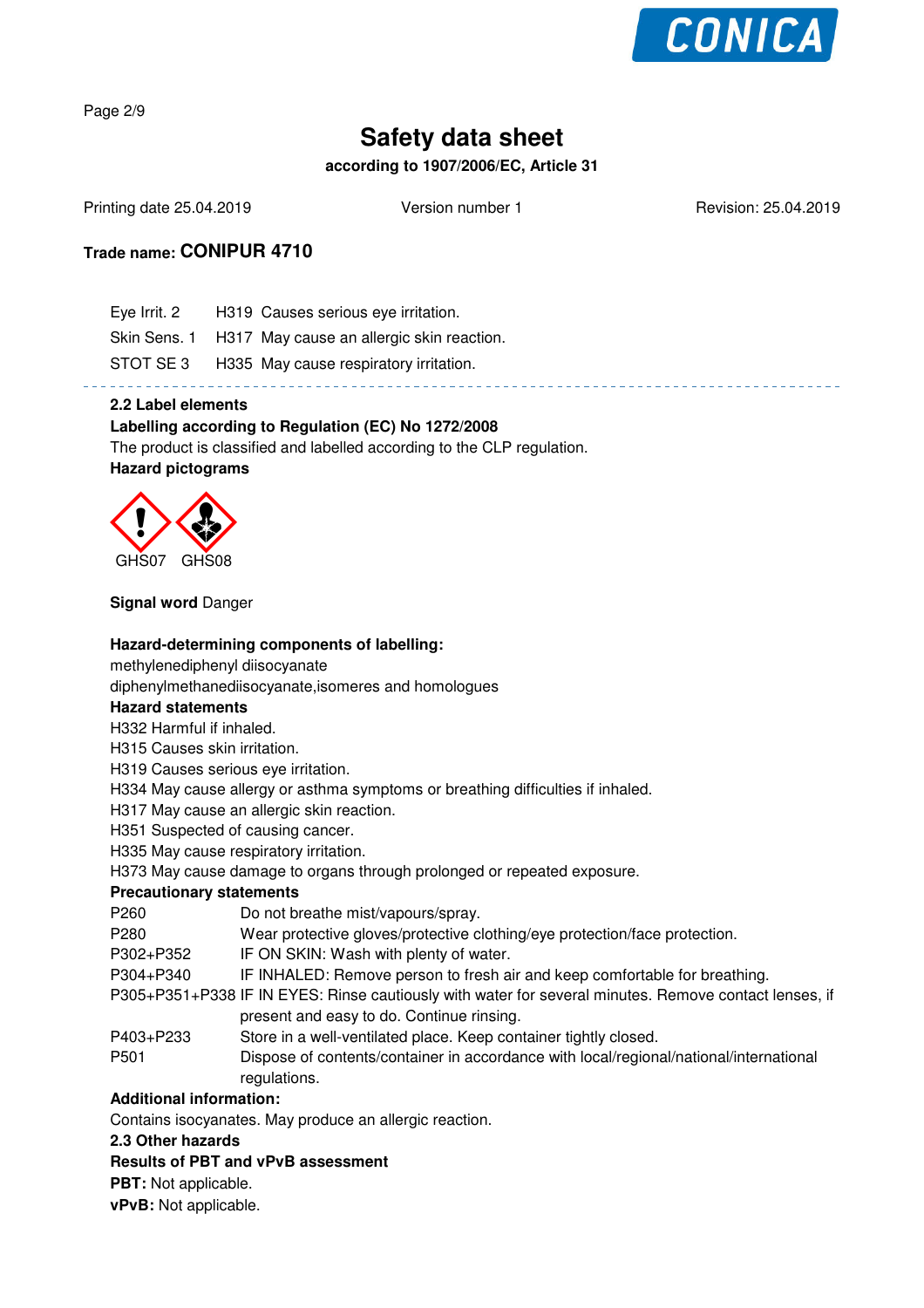**Trade name: CONIPUR 4710**

| | | |
|---|---|---|
| Eye Irrit. 2 | H319 | Causes serious eye irritation. |
| Skin Sens. 1 | H317 | May cause an allergic skin reaction. |
| STOT SE 3 | H335 | May cause respiratory irritation. |

### 2.2 Label elements

**Labelling according to Regulation (EC) No 1272/2008**

The product is classified and labelled according to the CLP regulation.

**Hazard pictograms**

GHS07 GHS08

**Signal word** Danger

**Hazard-determining components of labelling:**

methylenediphenyl diisocyanate

diphenylmethanediisocyanate,isomeres and homologues

**Hazard statements**

H332 Harmful if inhaled.

H315 Causes skin irritation.

H319 Causes serious eye irritation.

H334 May cause allergy or asthma symptoms or breathing difficulties if inhaled.

H317 May cause an allergic skin reaction.

H351 Suspected of causing cancer.

H335 May cause respiratory irritation.

H373 May cause damage to organs through prolonged or repeated exposure.

**Precautionary statements**

| | |
|---|---|
| P260 | Do not breathe mist/vapours/spray. |
| P280 | Wear protective gloves/protective clothing/eye protection/face protection. |
| P302+P352 | IF ON SKIN: Wash with plenty of water. |
| P304+P340 | IF INHALED: Remove person to fresh air and keep comfortable for breathing. |
| P305+P351+P338 | IF IN EYES: Rinse cautiously with water for several minutes. Remove contact lenses, if present and easy to do. Continue rinsing. |
| P403+P233 | Store in a well-ventilated place. Keep container tightly closed. |
| P501 | Dispose of contents/container in accordance with local/regional/national/international regulations. |

**Additional information:**

Contains isocyanates. May produce an allergic reaction.

### 2.3 Other hazards

**Results of PBT and vPvB assessment**

**PBT:** Not applicable.

**vPvB:** Not applicable.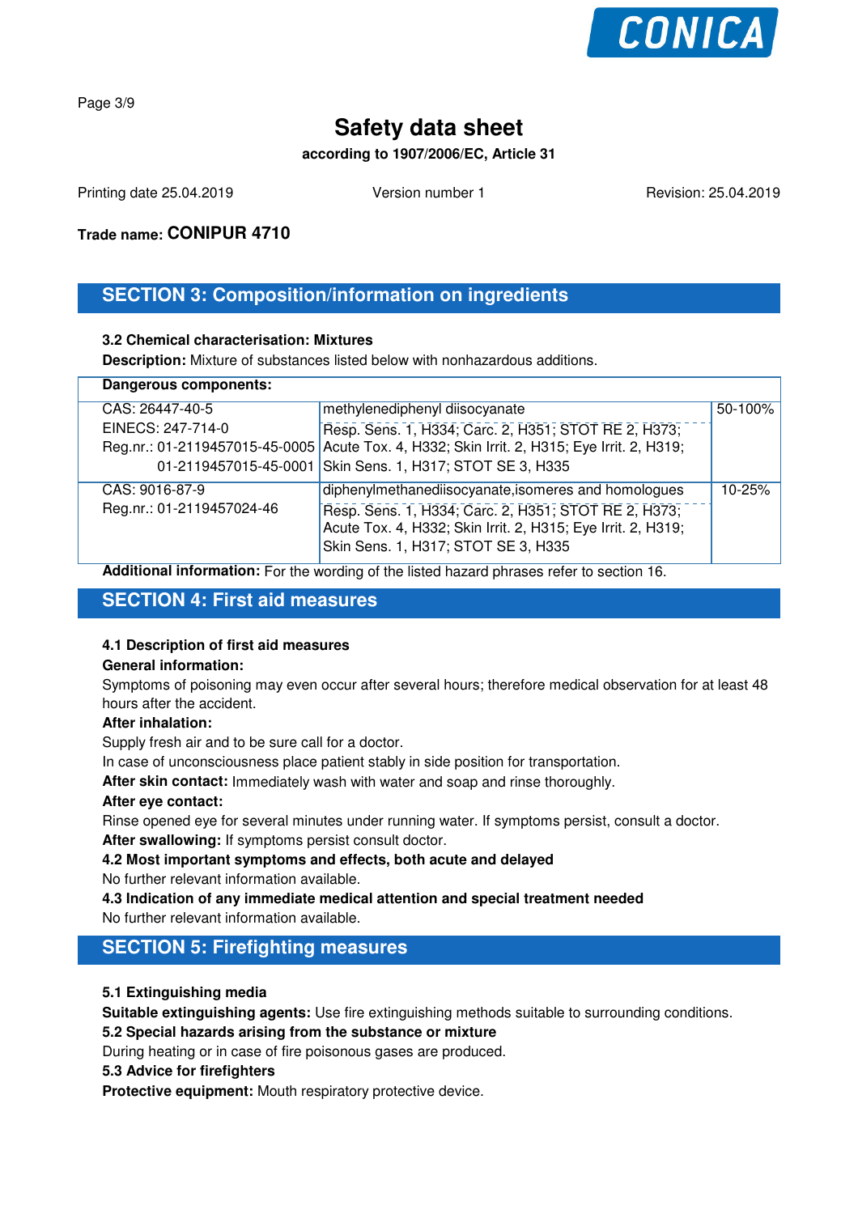# Safety data sheet

**according to 1907/2006/EC, Article 31**

Printing date 25.04.2019 Version number 1 Revision: 25.04.2019

**Trade name: CONIPUR 4710**

## SECTION 3: Composition/information on ingredients

**3.2 Chemical characterisation: Mixtures**

**Description:** Mixture of substances listed below with nonhazardous additions.

| **Dangerous components:** | | |
|---|---|---|
| CAS: 26447-40-5<br>EINECS: 247-714-0<br>Reg.nr.: 01-2119457015-45-0005<br>01-2119457015-45-0001 | methylenediphenyl diisocyanate<br>Resp. Sens. 1, H334; Carc. 2, H351; STOT RE 2, H373; Acute Tox. 4, H332; Skin Irrit. 2, H315; Eye Irrit. 2, H319; Skin Sens. 1, H317; STOT SE 3, H335 | 50-100% |
| CAS: 9016-87-9<br>Reg.nr.: 01-2119457024-46 | diphenylmethanediisocyanate,isomeres and homologues<br>Resp. Sens. 1, H334; Carc. 2, H351; STOT RE 2, H373; Acute Tox. 4, H332; Skin Irrit. 2, H315; Eye Irrit. 2, H319; Skin Sens. 1, H317; STOT SE 3, H335 | 10-25% |

**Additional information:** For the wording of the listed hazard phrases refer to section 16.

## SECTION 4: First aid measures

**4.1 Description of first aid measures**

**General information:**

Symptoms of poisoning may even occur after several hours; therefore medical observation for at least 48 hours after the accident.

**After inhalation:**

Supply fresh air and to be sure call for a doctor.

In case of unconsciousness place patient stably in side position for transportation.

**After skin contact:** Immediately wash with water and soap and rinse thoroughly.

**After eye contact:**

Rinse opened eye for several minutes under running water. If symptoms persist, consult a doctor.

**After swallowing:** If symptoms persist consult doctor.

**4.2 Most important symptoms and effects, both acute and delayed**

No further relevant information available.

**4.3 Indication of any immediate medical attention and special treatment needed**

No further relevant information available.

## SECTION 5: Firefighting measures

**5.1 Extinguishing media**

**Suitable extinguishing agents:** Use fire extinguishing methods suitable to surrounding conditions.

**5.2 Special hazards arising from the substance or mixture**

During heating or in case of fire poisonous gases are produced.

**5.3 Advice for firefighters**

**Protective equipment:** Mouth respiratory protective device.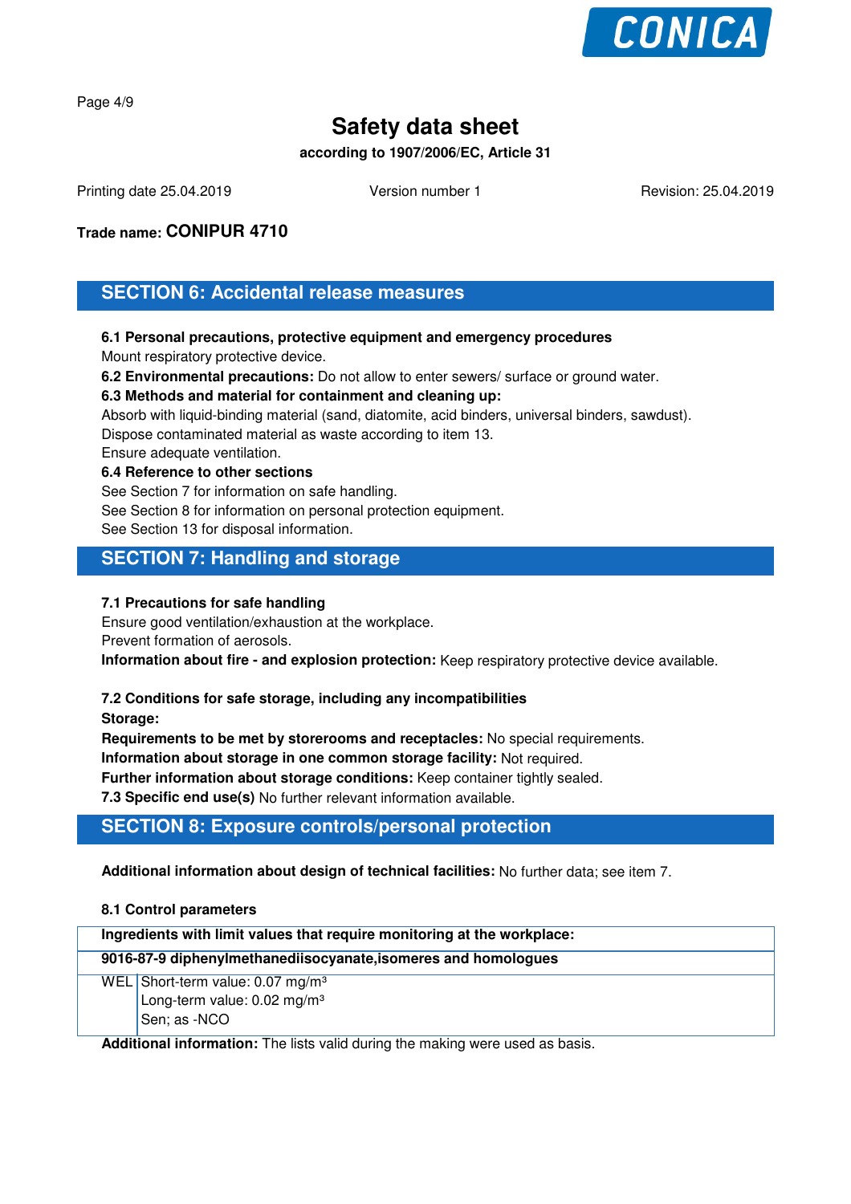# Safety data sheet

**according to 1907/2006/EC, Article 31**

Printing date 25.04.2019 Version number 1 Revision: 25.04.2019

**Trade name: CONIPUR 4710**

## SECTION 6: Accidental release measures

**6.1 Personal precautions, protective equipment and emergency procedures**
Mount respiratory protective device.

**6.2 Environmental precautions:** Do not allow to enter sewers/ surface or ground water.

**6.3 Methods and material for containment and cleaning up:**
Absorb with liquid-binding material (sand, diatomite, acid binders, universal binders, sawdust).
Dispose contaminated material as waste according to item 13.
Ensure adequate ventilation.

**6.4 Reference to other sections**
See Section 7 for information on safe handling.
See Section 8 for information on personal protection equipment.
See Section 13 for disposal information.

## SECTION 7: Handling and storage

**7.1 Precautions for safe handling**
Ensure good ventilation/exhaustion at the workplace.
Prevent formation of aerosols.
**Information about fire - and explosion protection:** Keep respiratory protective device available.

**7.2 Conditions for safe storage, including any incompatibilities**
**Storage:**
**Requirements to be met by storerooms and receptacles:** No special requirements.
**Information about storage in one common storage facility:** Not required.
**Further information about storage conditions:** Keep container tightly sealed.
**7.3 Specific end use(s)** No further relevant information available.

## SECTION 8: Exposure controls/personal protection

**Additional information about design of technical facilities:** No further data; see item 7.

**8.1 Control parameters**

| **Ingredients with limit values that require monitoring at the workplace:** | |
|---|---|
| **9016-87-9 diphenylmethanediisocyanate,isomeres and homologues** | |
| WEL | Short-term value: 0.07 mg/m³<br>Long-term value: 0.02 mg/m³<br>Sen; as -NCO |

**Additional information:** The lists valid during the making were used as basis.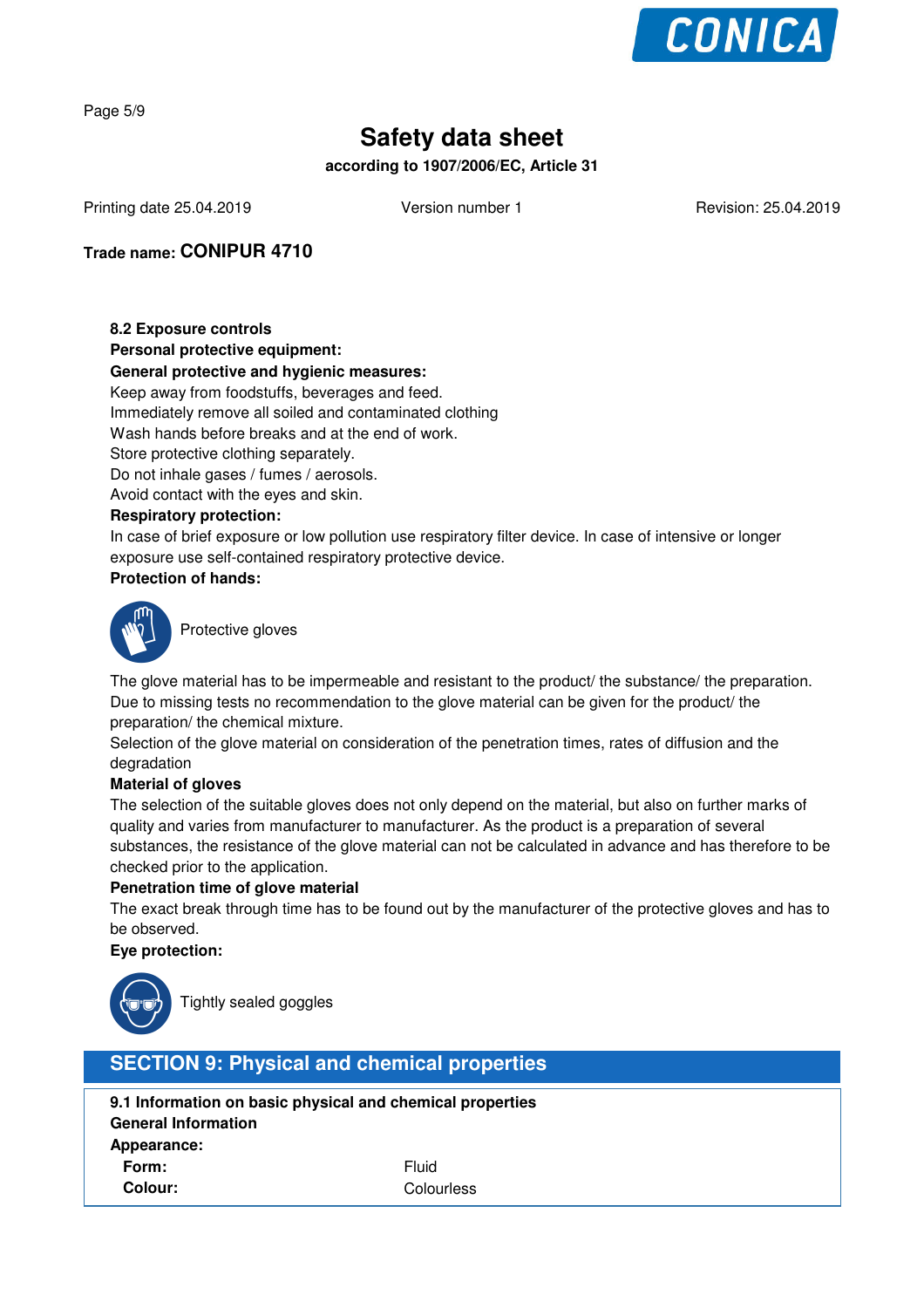**Trade name: CONIPUR 4710**

**8.2 Exposure controls**

**Personal protective equipment:**

**General protective and hygienic measures:**

Keep away from foodstuffs, beverages and feed.
Immediately remove all soiled and contaminated clothing
Wash hands before breaks and at the end of work.
Store protective clothing separately.
Do not inhale gases / fumes / aerosols.
Avoid contact with the eyes and skin.

**Respiratory protection:**

In case of brief exposure or low pollution use respiratory filter device. In case of intensive or longer exposure use self-contained respiratory protective device.

**Protection of hands:**

Protective gloves

The glove material has to be impermeable and resistant to the product/ the substance/ the preparation.
Due to missing tests no recommendation to the glove material can be given for the product/ the preparation/ the chemical mixture.
Selection of the glove material on consideration of the penetration times, rates of diffusion and the degradation

**Material of gloves**

The selection of the suitable gloves does not only depend on the material, but also on further marks of quality and varies from manufacturer to manufacturer. As the product is a preparation of several substances, the resistance of the glove material can not be calculated in advance and has therefore to be checked prior to the application.

**Penetration time of glove material**

The exact break through time has to be found out by the manufacturer of the protective gloves and has to be observed.

**Eye protection:**

Tightly sealed goggles

## SECTION 9: Physical and chemical properties

**9.1 Information on basic physical and chemical properties**

**General Information**

**Appearance:**

| | |
|---|---|
| **Form:** | Fluid |
| **Colour:** | Colourless |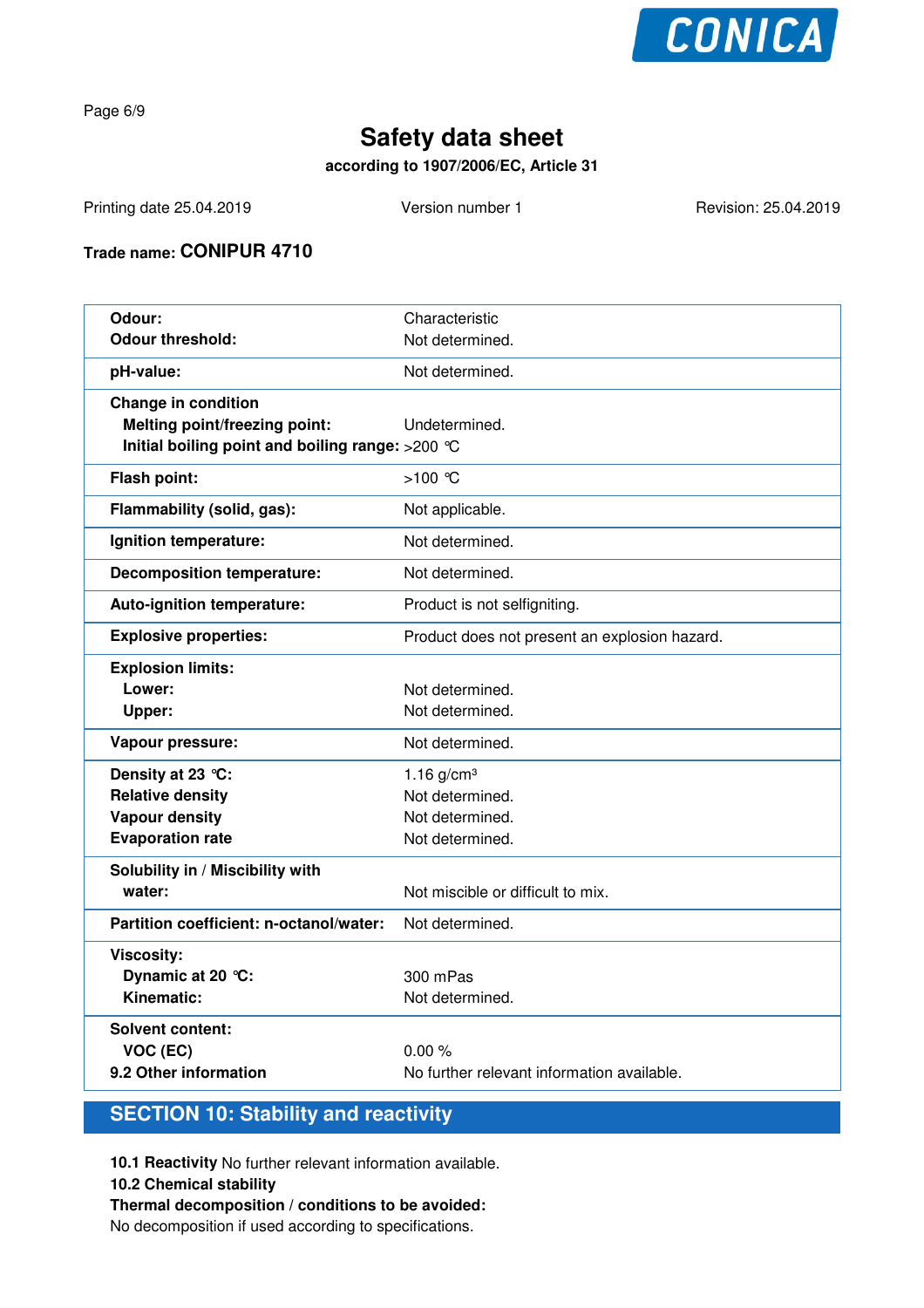# Safety data sheet

**according to 1907/2006/EC, Article 31**

Printing date 25.04.2019 | Version number 1 | Revision: 25.04.2019

**Trade name: CONIPUR 4710**

| | |
|---|---|
| **Odour:** | Characteristic |
| **Odour threshold:** | Not determined. |
| **pH-value:** | Not determined. |
| **Change in condition** | |
| **Melting point/freezing point:** | Undetermined. |
| **Initial boiling point and boiling range:** | >200 °C |
| **Flash point:** | >100 °C |
| **Flammability (solid, gas):** | Not applicable. |
| **Ignition temperature:** | Not determined. |
| **Decomposition temperature:** | Not determined. |
| **Auto-ignition temperature:** | Product is not selfigniting. |
| **Explosive properties:** | Product does not present an explosion hazard. |
| **Explosion limits:** | |
| **Lower:** | Not determined. |
| **Upper:** | Not determined. |
| **Vapour pressure:** | Not determined. |
| **Density at 23 °C:** | 1.16 g/cm³ |
| **Relative density** | Not determined. |
| **Vapour density** | Not determined. |
| **Evaporation rate** | Not determined. |
| **Solubility in / Miscibility with** | |
| **water:** | Not miscible or difficult to mix. |
| **Partition coefficient: n-octanol/water:** | Not determined. |
| **Viscosity:** | |
| **Dynamic at 20 °C:** | 300 mPas |
| **Kinematic:** | Not determined. |
| **Solvent content:** | |
| **VOC (EC)** | 0.00 % |
| **9.2 Other information** | No further relevant information available. |

## SECTION 10: Stability and reactivity

**10.1 Reactivity** No further relevant information available.

**10.2 Chemical stability**

**Thermal decomposition / conditions to be avoided:**

No decomposition if used according to specifications.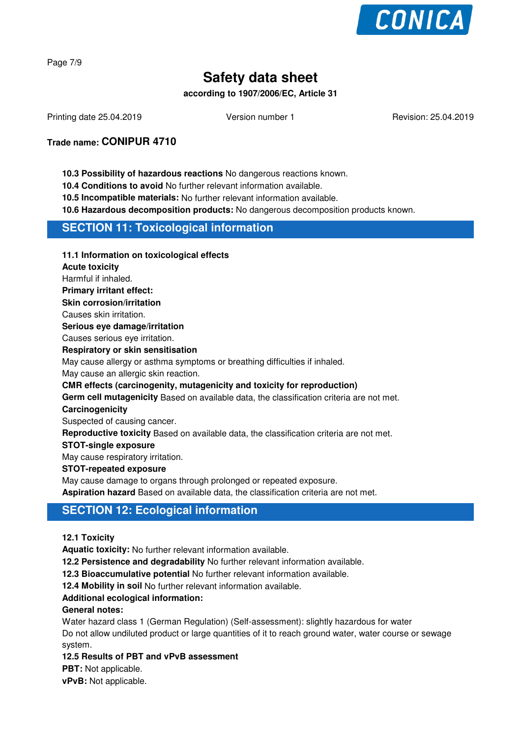**10.3 Possibility of hazardous reactions** No dangerous reactions known.

**10.4 Conditions to avoid** No further relevant information available.

**10.5 Incompatible materials:** No further relevant information available.

**10.6 Hazardous decomposition products:** No dangerous decomposition products known.

## SECTION 11: Toxicological information

**11.1 Information on toxicological effects**

**Acute toxicity**

Harmful if inhaled.

**Primary irritant effect:**

**Skin corrosion/irritation**

Causes skin irritation.

**Serious eye damage/irritation**

Causes serious eye irritation.

**Respiratory or skin sensitisation**

May cause allergy or asthma symptoms or breathing difficulties if inhaled.

May cause an allergic skin reaction.

**CMR effects (carcinogenity, mutagenicity and toxicity for reproduction)**

**Germ cell mutagenicity** Based on available data, the classification criteria are not met.

**Carcinogenicity**

Suspected of causing cancer.

**Reproductive toxicity** Based on available data, the classification criteria are not met.

**STOT-single exposure**

May cause respiratory irritation.

**STOT-repeated exposure**

May cause damage to organs through prolonged or repeated exposure.

**Aspiration hazard** Based on available data, the classification criteria are not met.

## SECTION 12: Ecological information

**12.1 Toxicity**

**Aquatic toxicity:** No further relevant information available.

**12.2 Persistence and degradability** No further relevant information available.

**12.3 Bioaccumulative potential** No further relevant information available.

**12.4 Mobility in soil** No further relevant information available.

**Additional ecological information:**

**General notes:**

Water hazard class 1 (German Regulation) (Self-assessment): slightly hazardous for water

Do not allow undiluted product or large quantities of it to reach ground water, water course or sewage system.

**12.5 Results of PBT and vPvB assessment**

**PBT:** Not applicable.

**vPvB:** Not applicable.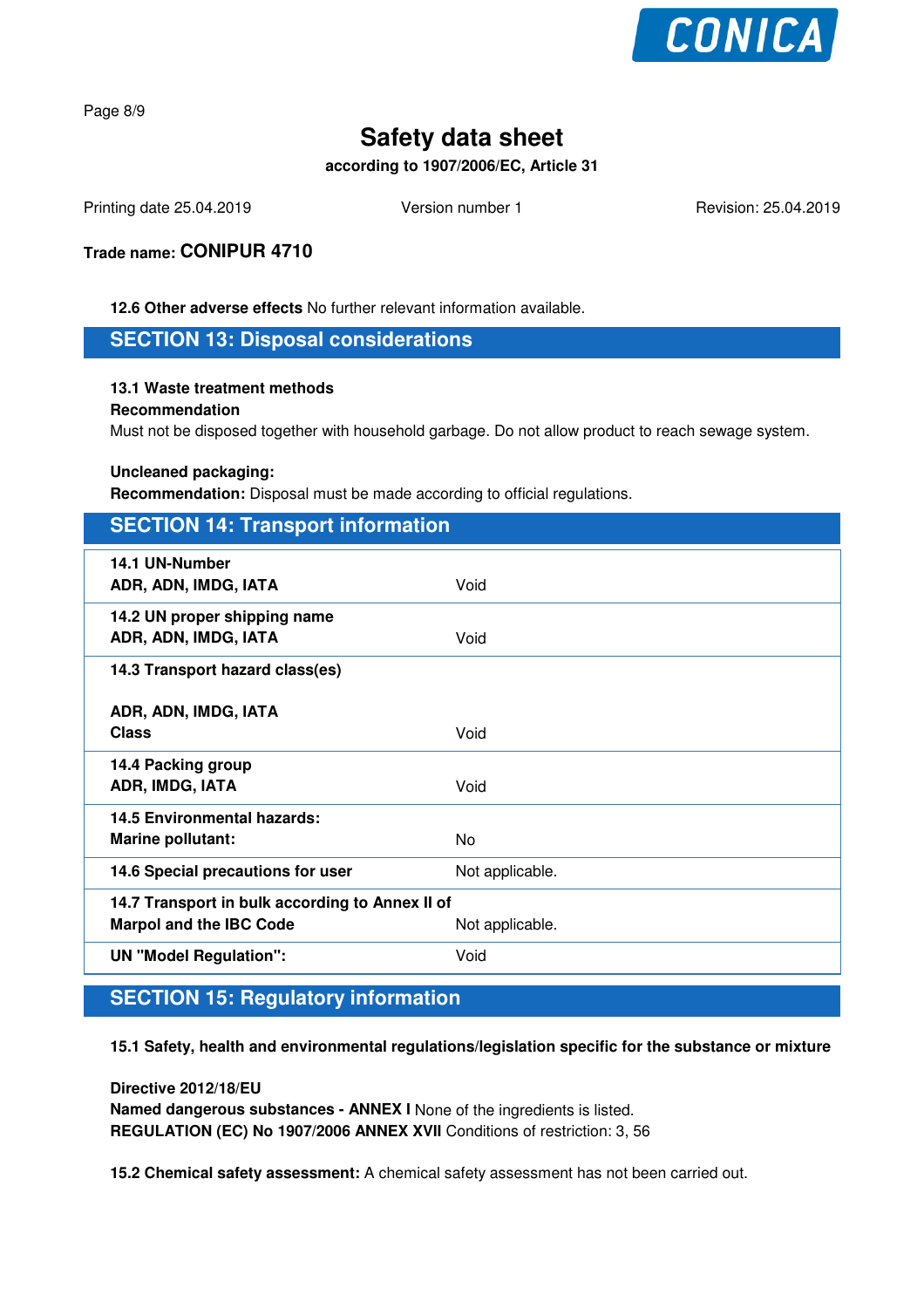**Trade name: CONIPUR 4710**

**12.6 Other adverse effects** No further relevant information available.

## SECTION 13: Disposal considerations

**13.1 Waste treatment methods**

**Recommendation**

Must not be disposed together with household garbage. Do not allow product to reach sewage system.

**Uncleaned packaging:**

**Recommendation:** Disposal must be made according to official regulations.

## SECTION 14: Transport information

| | |
|---|---|
| **14.1 UN-Number**<br>**ADR, ADN, IMDG, IATA** | Void |
| **14.2 UN proper shipping name**<br>**ADR, ADN, IMDG, IATA** | Void |
| **14.3 Transport hazard class(es)**<br><br>**ADR, ADN, IMDG, IATA**<br>**Class** | Void |
| **14.4 Packing group**<br>**ADR, IMDG, IATA** | Void |
| **14.5 Environmental hazards:**<br>**Marine pollutant:** | No |
| **14.6 Special precautions for user** | Not applicable. |
| **14.7 Transport in bulk according to Annex II of Marpol and the IBC Code** | Not applicable. |
| **UN "Model Regulation":** | Void |

## SECTION 15: Regulatory information

**15.1 Safety, health and environmental regulations/legislation specific for the substance or mixture**

**Directive 2012/18/EU**

**Named dangerous substances - ANNEX I** None of the ingredients is listed.

**REGULATION (EC) No 1907/2006 ANNEX XVII** Conditions of restriction: 3, 56

**15.2 Chemical safety assessment:** A chemical safety assessment has not been carried out.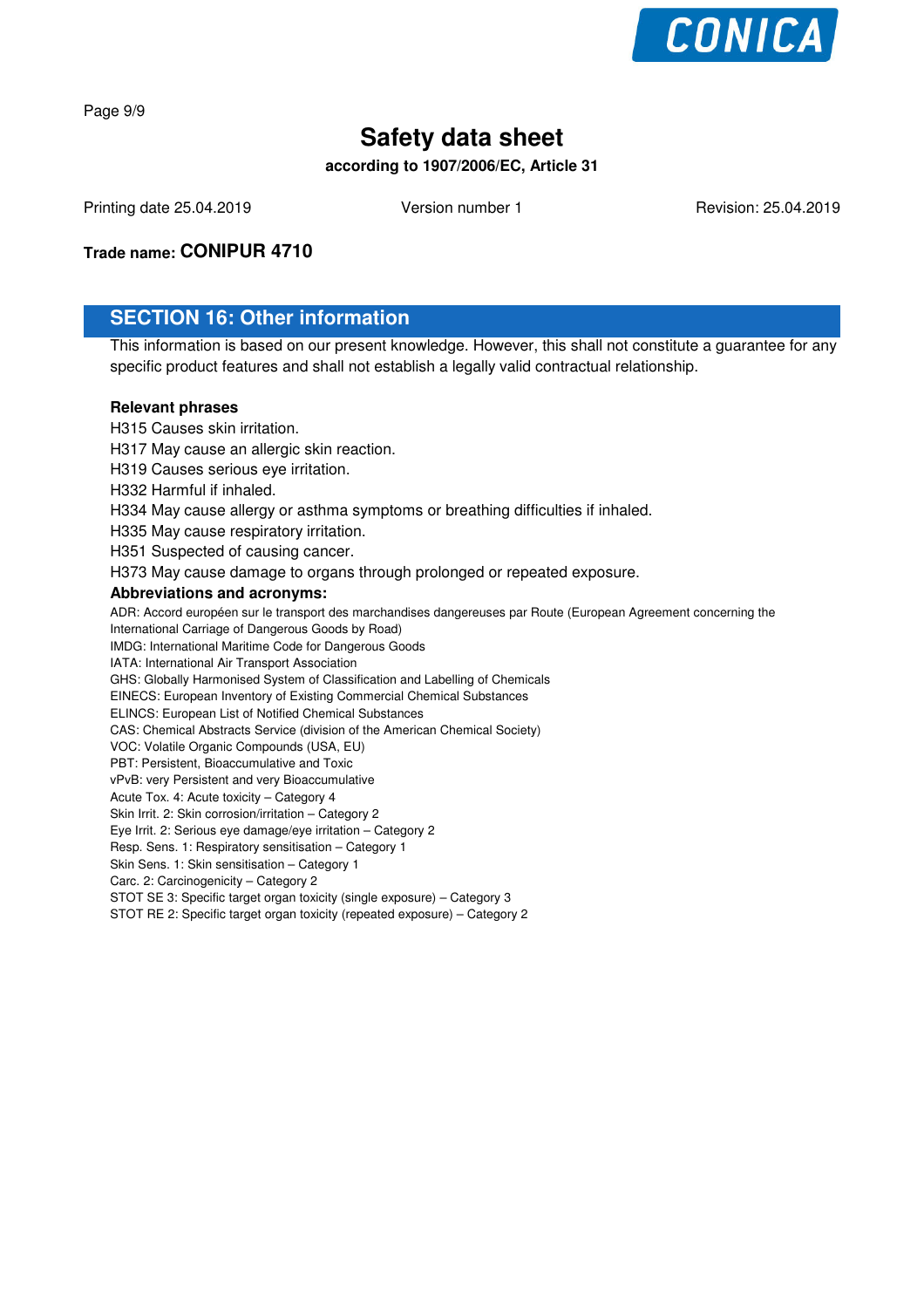# Safety data sheet

**according to 1907/2006/EC, Article 31**

Printing date 25.04.2019 Version number 1 Revision: 25.04.2019

**Trade name: CONIPUR 4710**

## SECTION 16: Other information

This information is based on our present knowledge. However, this shall not constitute a guarantee for any specific product features and shall not establish a legally valid contractual relationship.

**Relevant phrases**

H315 Causes skin irritation.
H317 May cause an allergic skin reaction.
H319 Causes serious eye irritation.
H332 Harmful if inhaled.
H334 May cause allergy or asthma symptoms or breathing difficulties if inhaled.
H335 May cause respiratory irritation.
H351 Suspected of causing cancer.
H373 May cause damage to organs through prolonged or repeated exposure.

**Abbreviations and acronyms:**

ADR: Accord européen sur le transport des marchandises dangereuses par Route (European Agreement concerning the International Carriage of Dangerous Goods by Road)
IMDG: International Maritime Code for Dangerous Goods
IATA: International Air Transport Association
GHS: Globally Harmonised System of Classification and Labelling of Chemicals
EINECS: European Inventory of Existing Commercial Chemical Substances
ELINCS: European List of Notified Chemical Substances
CAS: Chemical Abstracts Service (division of the American Chemical Society)
VOC: Volatile Organic Compounds (USA, EU)
PBT: Persistent, Bioaccumulative and Toxic
vPvB: very Persistent and very Bioaccumulative
Acute Tox. 4: Acute toxicity – Category 4
Skin Irrit. 2: Skin corrosion/irritation – Category 2
Eye Irrit. 2: Serious eye damage/eye irritation – Category 2
Resp. Sens. 1: Respiratory sensitisation – Category 1
Skin Sens. 1: Skin sensitisation – Category 1
Carc. 2: Carcinogenicity – Category 2
STOT SE 3: Specific target organ toxicity (single exposure) – Category 3
STOT RE 2: Specific target organ toxicity (repeated exposure) – Category 2